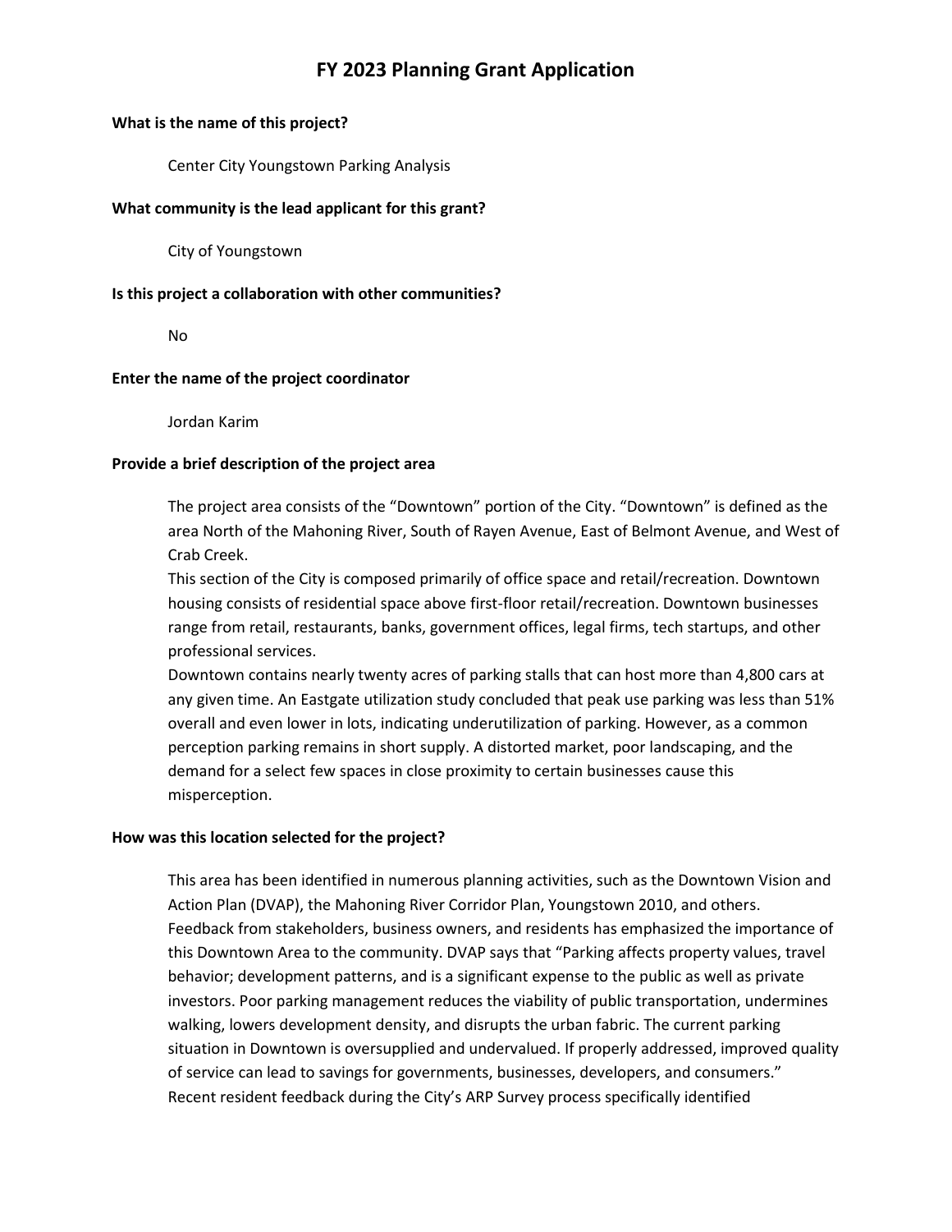# FY 2023 Planning Grant Application

**What is the name of this project?**

Center City Youngstown Parking Analysis

**What community is the lead applicant for this grant?**

City of Youngstown

**Is this project a collaboration with other communities?**

No

**Enter the name of the project coordinator**

Jordan Karim

**Provide a brief description of the project area**

The project area consists of the "Downtown" portion of the City. "Downtown" is defined as the area North of the Mahoning River, South of Rayen Avenue, East of Belmont Avenue, and West of Crab Creek.

This section of the City is composed primarily of office space and retail/recreation. Downtown housing consists of residential space above first-floor retail/recreation. Downtown businesses range from retail, restaurants, banks, government offices, legal firms, tech startups, and other professional services.

Downtown contains nearly twenty acres of parking stalls that can host more than 4,800 cars at any given time. An Eastgate utilization study concluded that peak use parking was less than 51% overall and even lower in lots, indicating underutilization of parking. However, as a common perception parking remains in short supply. A distorted market, poor landscaping, and the demand for a select few spaces in close proximity to certain businesses cause this misperception.

**How was this location selected for the project?**

This area has been identified in numerous planning activities, such as the Downtown Vision and Action Plan (DVAP), the Mahoning River Corridor Plan, Youngstown 2010, and others. Feedback from stakeholders, business owners, and residents has emphasized the importance of this Downtown Area to the community. DVAP says that "Parking affects property values, travel behavior; development patterns, and is a significant expense to the public as well as private investors. Poor parking management reduces the viability of public transportation, undermines walking, lowers development density, and disrupts the urban fabric. The current parking situation in Downtown is oversupplied and undervalued. If properly addressed, improved quality of service can lead to savings for governments, businesses, developers, and consumers."

Recent resident feedback during the City's ARP Survey process specifically identified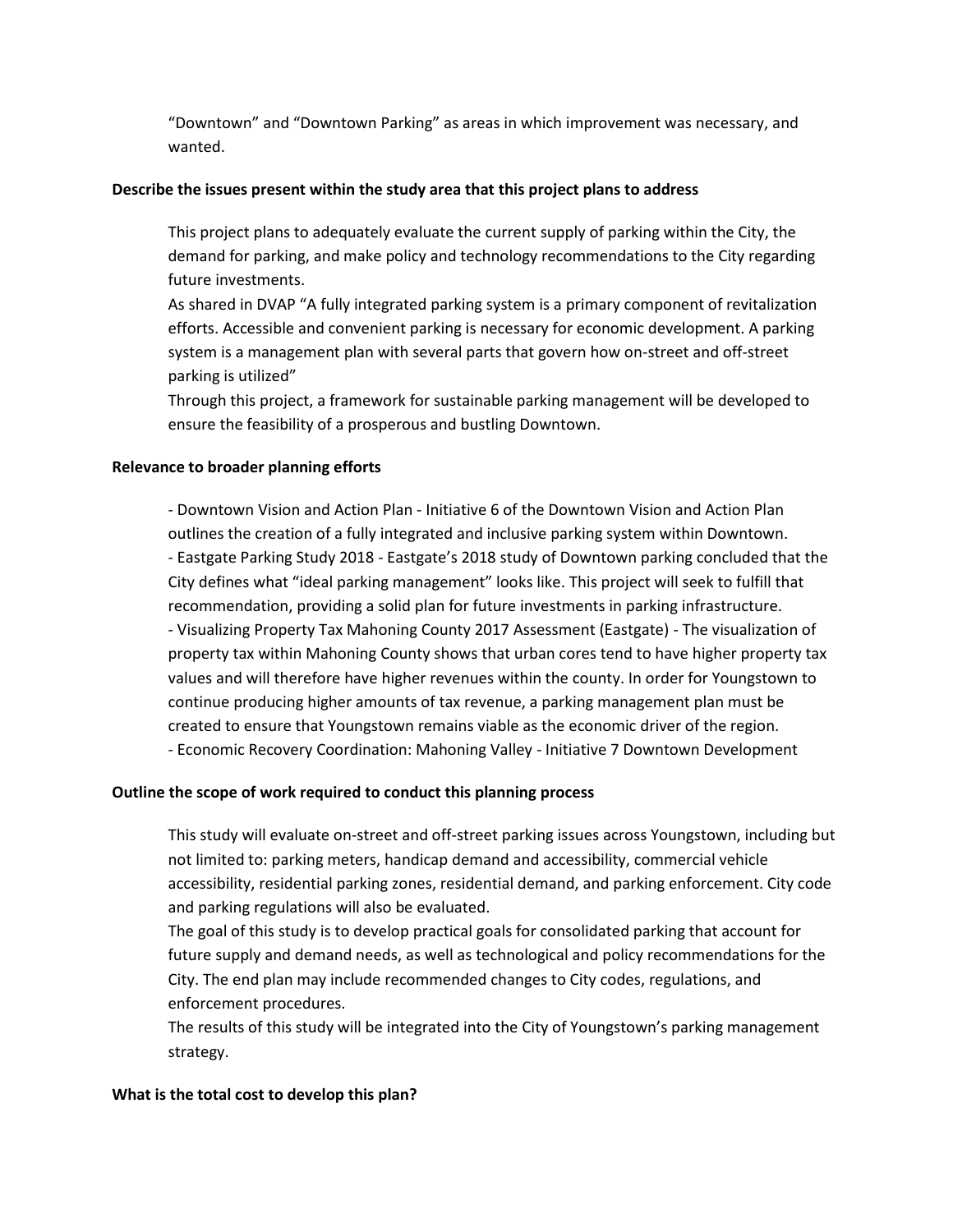"Downtown" and "Downtown Parking" as areas in which improvement was necessary, and wanted.

**Describe the issues present within the study area that this project plans to address**

This project plans to adequately evaluate the current supply of parking within the City, the demand for parking, and make policy and technology recommendations to the City regarding future investments.

As shared in DVAP "A fully integrated parking system is a primary component of revitalization efforts. Accessible and convenient parking is necessary for economic development. A parking system is a management plan with several parts that govern how on-street and off-street parking is utilized"

Through this project, a framework for sustainable parking management will be developed to ensure the feasibility of a prosperous and bustling Downtown.

**Relevance to broader planning efforts**

- Downtown Vision and Action Plan - Initiative 6 of the Downtown Vision and Action Plan outlines the creation of a fully integrated and inclusive parking system within Downtown.
- Eastgate Parking Study 2018 - Eastgate's 2018 study of Downtown parking concluded that the City defines what "ideal parking management" looks like. This project will seek to fulfill that recommendation, providing a solid plan for future investments in parking infrastructure.
- Visualizing Property Tax Mahoning County 2017 Assessment (Eastgate) - The visualization of property tax within Mahoning County shows that urban cores tend to have higher property tax values and will therefore have higher revenues within the county. In order for Youngstown to continue producing higher amounts of tax revenue, a parking management plan must be created to ensure that Youngstown remains viable as the economic driver of the region.
- Economic Recovery Coordination: Mahoning Valley - Initiative 7 Downtown Development

**Outline the scope of work required to conduct this planning process**

This study will evaluate on-street and off-street parking issues across Youngstown, including but not limited to: parking meters, handicap demand and accessibility, commercial vehicle accessibility, residential parking zones, residential demand, and parking enforcement. City code and parking regulations will also be evaluated.

The goal of this study is to develop practical goals for consolidated parking that account for future supply and demand needs, as well as technological and policy recommendations for the City. The end plan may include recommended changes to City codes, regulations, and enforcement procedures.

The results of this study will be integrated into the City of Youngstown's parking management strategy.

**What is the total cost to develop this plan?**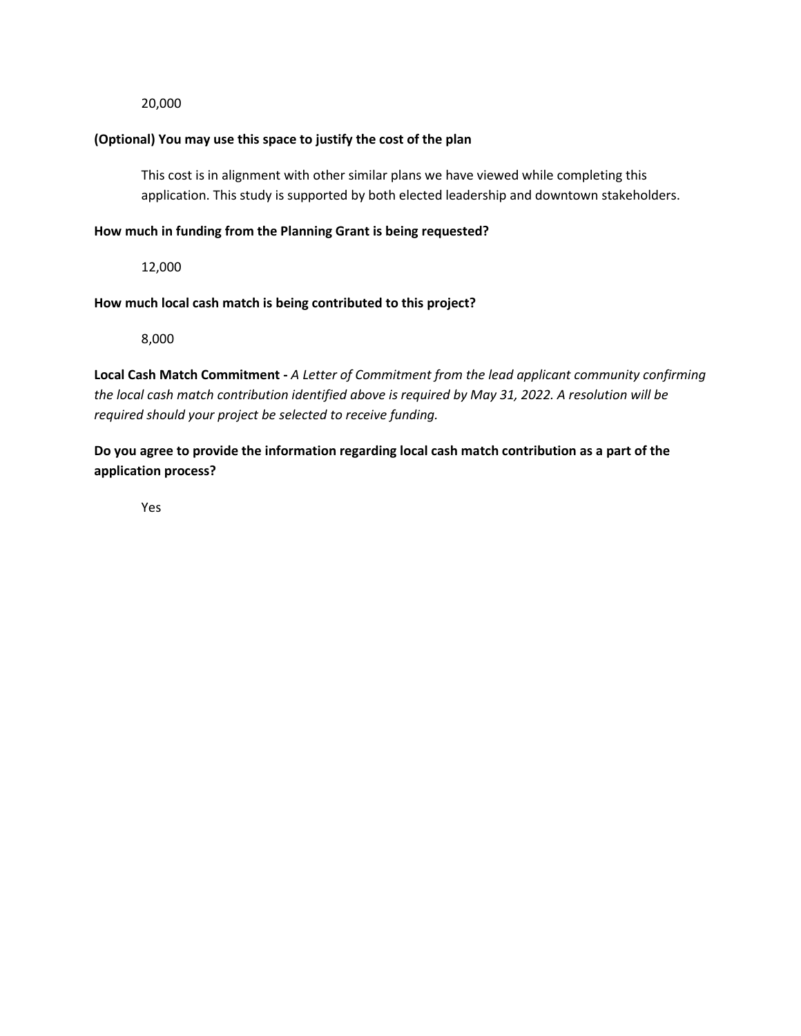20,000

**(Optional) You may use this space to justify the cost of the plan**

This cost is in alignment with other similar plans we have viewed while completing this application. This study is supported by both elected leadership and downtown stakeholders.

**How much in funding from the Planning Grant is being requested?**

12,000

**How much local cash match is being contributed to this project?**

8,000

**Local Cash Match Commitment -** *A Letter of Commitment from the lead applicant community confirming the local cash match contribution identified above is required by May 31, 2022. A resolution will be required should your project be selected to receive funding.*

**Do you agree to provide the information regarding local cash match contribution as a part of the application process?**

Yes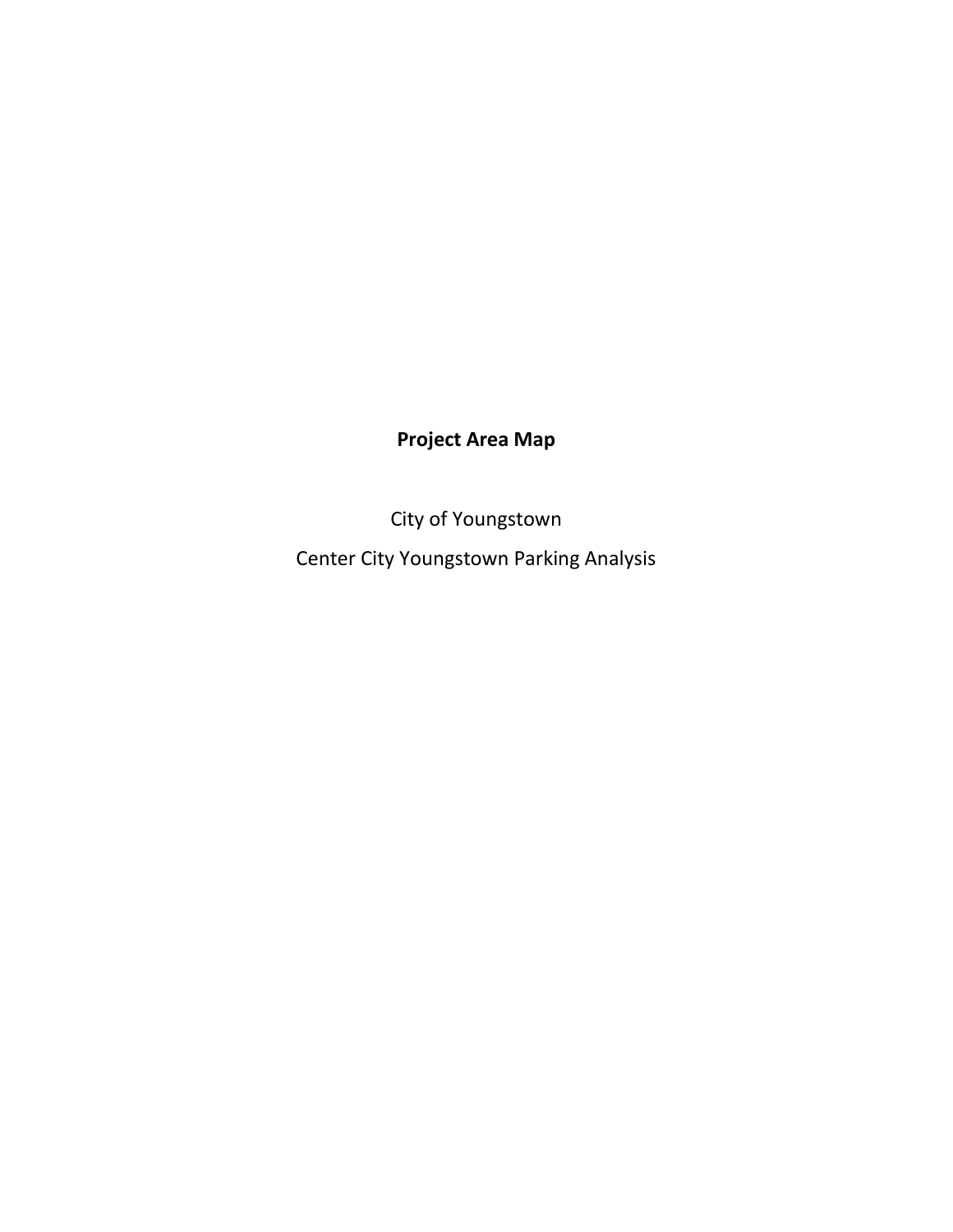**Project Area Map**

City of Youngstown

Center City Youngstown Parking Analysis